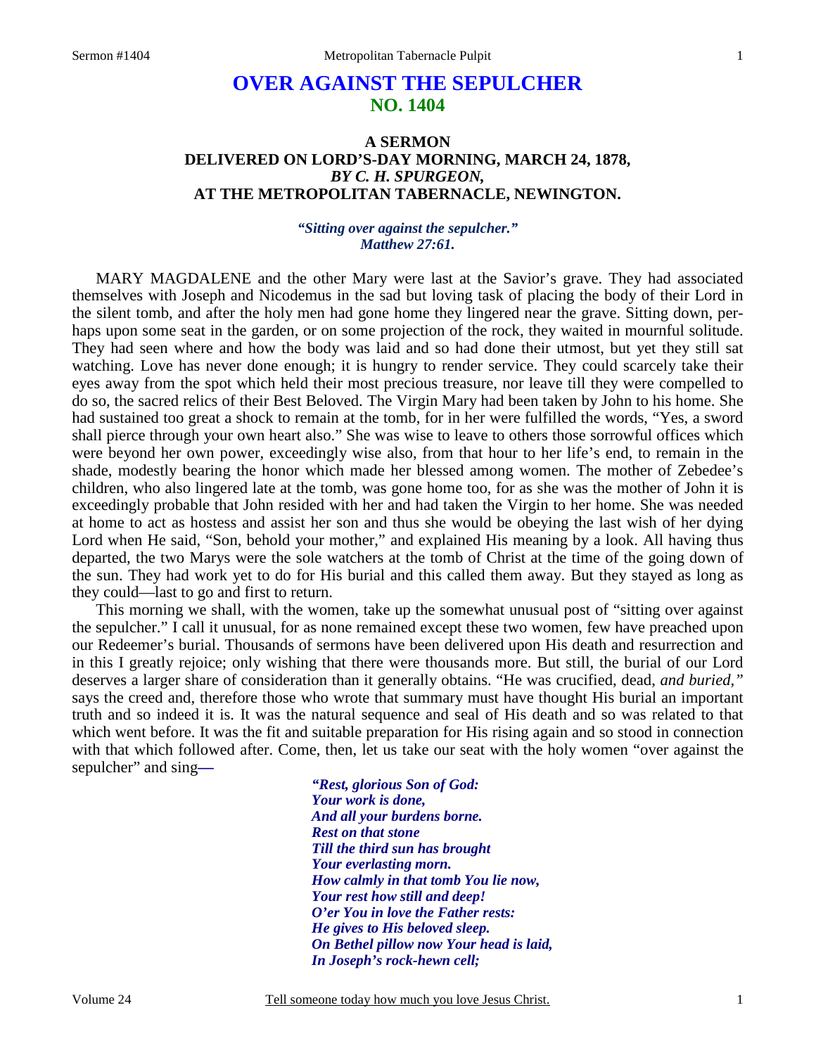# OVER AGAINST THE SEPULCHER
## NO. 1404

### A SERMON
### DELIVERED ON LORD'S-DAY MORNING, MARCH 24, 1878,
### *BY C. H. SPURGEON,*
### AT THE METROPOLITAN TABERNACLE, NEWINGTON.

***"Sitting over against the sepulcher." Matthew 27:61.***

MARY MAGDALENE and the other Mary were last at the Savior's grave. They had associated themselves with Joseph and Nicodemus in the sad but loving task of placing the body of their Lord in the silent tomb, and after the holy men had gone home they lingered near the grave. Sitting down, perhaps upon some seat in the garden, or on some projection of the rock, they waited in mournful solitude. They had seen where and how the body was laid and so had done their utmost, but yet they still sat watching. Love has never done enough; it is hungry to render service. They could scarcely take their eyes away from the spot which held their most precious treasure, nor leave till they were compelled to do so, the sacred relics of their Best Beloved. The Virgin Mary had been taken by John to his home. She had sustained too great a shock to remain at the tomb, for in her were fulfilled the words, "Yes, a sword shall pierce through your own heart also." She was wise to leave to others those sorrowful offices which were beyond her own power, exceedingly wise also, from that hour to her life's end, to remain in the shade, modestly bearing the honor which made her blessed among women. The mother of Zebedee's children, who also lingered late at the tomb, was gone home too, for as she was the mother of John it is exceedingly probable that John resided with her and had taken the Virgin to her home. She was needed at home to act as hostess and assist her son and thus she would be obeying the last wish of her dying Lord when He said, "Son, behold your mother," and explained His meaning by a look. All having thus departed, the two Marys were the sole watchers at the tomb of Christ at the time of the going down of the sun. They had work yet to do for His burial and this called them away. But they stayed as long as they could—last to go and first to return.

This morning we shall, with the women, take up the somewhat unusual post of "sitting over against the sepulcher." I call it unusual, for as none remained except these two women, few have preached upon our Redeemer's burial. Thousands of sermons have been delivered upon His death and resurrection and in this I greatly rejoice; only wishing that there were thousands more. But still, the burial of our Lord deserves a larger share of consideration than it generally obtains. "He was crucified, dead, *and buried,"* says the creed and, therefore those who wrote that summary must have thought His burial an important truth and so indeed it is. It was the natural sequence and seal of His death and so was related to that which went before. It was the fit and suitable preparation for His rising again and so stood in connection with that which followed after. Come, then, let us take our seat with the holy women "over against the sepulcher" and sing**—**

*"Rest, glorious Son of God:*
*Your work is done,*
*And all your burdens borne.*
*Rest on that stone*
*Till the third sun has brought*
*Your everlasting morn.*
*How calmly in that tomb You lie now,*
*Your rest how still and deep!*
*O'er You in love the Father rests:*
*He gives to His beloved sleep.*
*On Bethel pillow now Your head is laid,*
*In Joseph's rock-hewn cell;*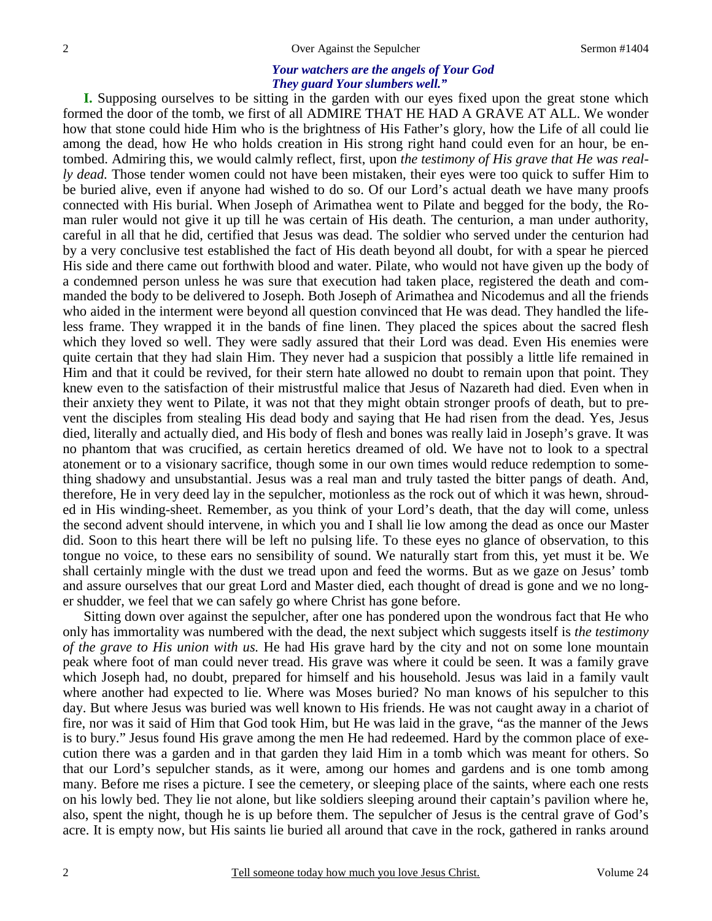*Your watchers are the angels of Your God*
*They guard Your slumbers well."*

**I.** Supposing ourselves to be sitting in the garden with our eyes fixed upon the great stone which formed the door of the tomb, we first of all ADMIRE THAT HE HAD A GRAVE AT ALL. We wonder how that stone could hide Him who is the brightness of His Father's glory, how the Life of all could lie among the dead, how He who holds creation in His strong right hand could even for an hour, be entombed. Admiring this, we would calmly reflect, first, upon *the testimony of His grave that He was really dead.* Those tender women could not have been mistaken, their eyes were too quick to suffer Him to be buried alive, even if anyone had wished to do so. Of our Lord's actual death we have many proofs connected with His burial. When Joseph of Arimathea went to Pilate and begged for the body, the Roman ruler would not give it up till he was certain of His death. The centurion, a man under authority, careful in all that he did, certified that Jesus was dead. The soldier who served under the centurion had by a very conclusive test established the fact of His death beyond all doubt, for with a spear he pierced His side and there came out forthwith blood and water. Pilate, who would not have given up the body of a condemned person unless he was sure that execution had taken place, registered the death and commanded the body to be delivered to Joseph. Both Joseph of Arimathea and Nicodemus and all the friends who aided in the interment were beyond all question convinced that He was dead. They handled the lifeless frame. They wrapped it in the bands of fine linen. They placed the spices about the sacred flesh which they loved so well. They were sadly assured that their Lord was dead. Even His enemies were quite certain that they had slain Him. They never had a suspicion that possibly a little life remained in Him and that it could be revived, for their stern hate allowed no doubt to remain upon that point. They knew even to the satisfaction of their mistrustful malice that Jesus of Nazareth had died. Even when in their anxiety they went to Pilate, it was not that they might obtain stronger proofs of death, but to prevent the disciples from stealing His dead body and saying that He had risen from the dead. Yes, Jesus died, literally and actually died, and His body of flesh and bones was really laid in Joseph's grave. It was no phantom that was crucified, as certain heretics dreamed of old. We have not to look to a spectral atonement or to a visionary sacrifice, though some in our own times would reduce redemption to something shadowy and unsubstantial. Jesus was a real man and truly tasted the bitter pangs of death. And, therefore, He in very deed lay in the sepulcher, motionless as the rock out of which it was hewn, shrouded in His winding-sheet. Remember, as you think of your Lord's death, that the day will come, unless the second advent should intervene, in which you and I shall lie low among the dead as once our Master did. Soon to this heart there will be left no pulsing life. To these eyes no glance of observation, to this tongue no voice, to these ears no sensibility of sound. We naturally start from this, yet must it be. We shall certainly mingle with the dust we tread upon and feed the worms. But as we gaze on Jesus' tomb and assure ourselves that our great Lord and Master died, each thought of dread is gone and we no longer shudder, we feel that we can safely go where Christ has gone before.

Sitting down over against the sepulcher, after one has pondered upon the wondrous fact that He who only has immortality was numbered with the dead, the next subject which suggests itself is *the testimony of the grave to His union with us.* He had His grave hard by the city and not on some lone mountain peak where foot of man could never tread. His grave was where it could be seen. It was a family grave which Joseph had, no doubt, prepared for himself and his household. Jesus was laid in a family vault where another had expected to lie. Where was Moses buried? No man knows of his sepulcher to this day. But where Jesus was buried was well known to His friends. He was not caught away in a chariot of fire, nor was it said of Him that God took Him, but He was laid in the grave, "as the manner of the Jews is to bury." Jesus found His grave among the men He had redeemed. Hard by the common place of execution there was a garden and in that garden they laid Him in a tomb which was meant for others. So that our Lord's sepulcher stands, as it were, among our homes and gardens and is one tomb among many. Before me rises a picture. I see the cemetery, or sleeping place of the saints, where each one rests on his lowly bed. They lie not alone, but like soldiers sleeping around their captain's pavilion where he, also, spent the night, though he is up before them. The sepulcher of Jesus is the central grave of God's acre. It is empty now, but His saints lie buried all around that cave in the rock, gathered in ranks around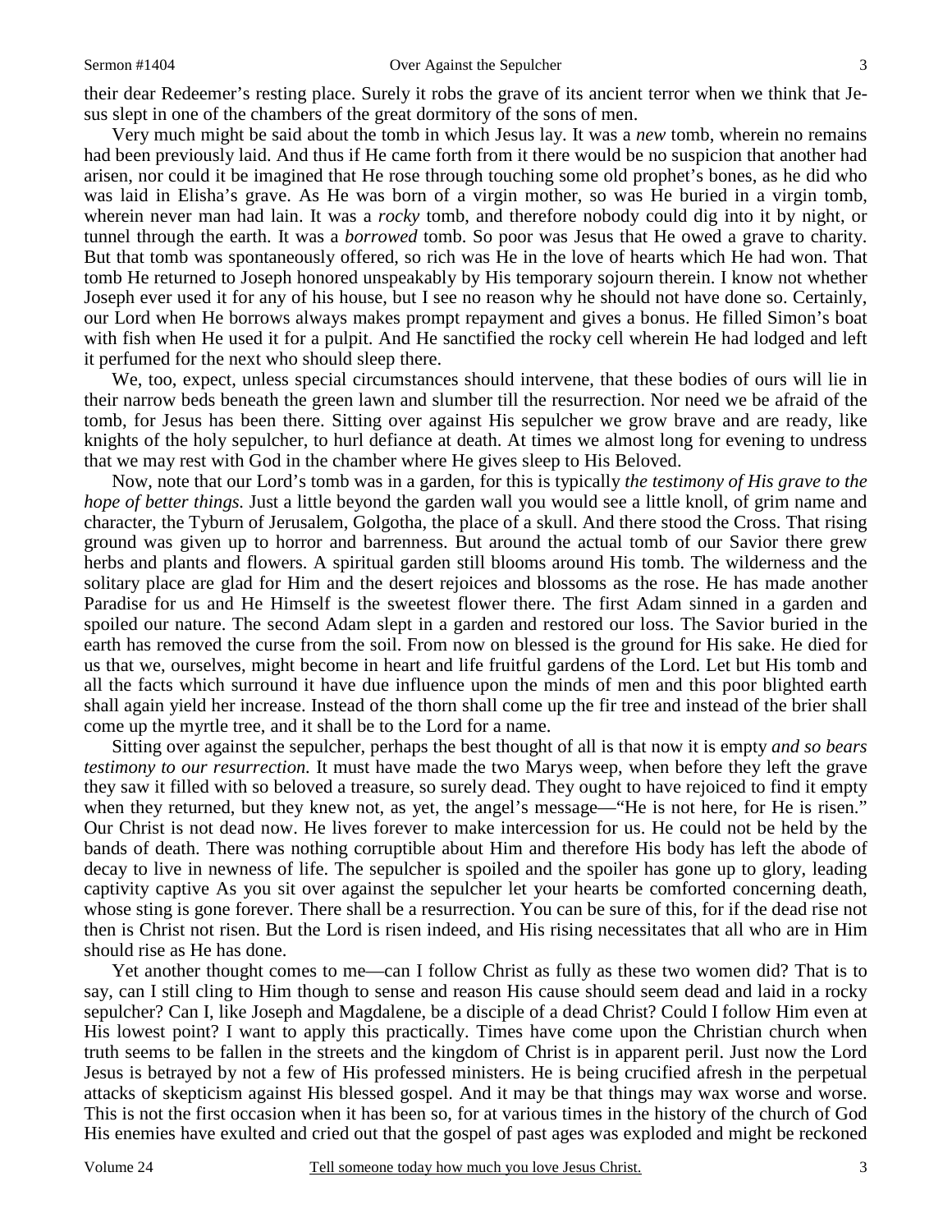their dear Redeemer's resting place. Surely it robs the grave of its ancient terror when we think that Jesus slept in one of the chambers of the great dormitory of the sons of men.

Very much might be said about the tomb in which Jesus lay. It was a *new* tomb, wherein no remains had been previously laid. And thus if He came forth from it there would be no suspicion that another had arisen, nor could it be imagined that He rose through touching some old prophet's bones, as he did who was laid in Elisha's grave. As He was born of a virgin mother, so was He buried in a virgin tomb, wherein never man had lain. It was a *rocky* tomb, and therefore nobody could dig into it by night, or tunnel through the earth. It was a *borrowed* tomb. So poor was Jesus that He owed a grave to charity. But that tomb was spontaneously offered, so rich was He in the love of hearts which He had won. That tomb He returned to Joseph honored unspeakably by His temporary sojourn therein. I know not whether Joseph ever used it for any of his house, but I see no reason why he should not have done so. Certainly, our Lord when He borrows always makes prompt repayment and gives a bonus. He filled Simon's boat with fish when He used it for a pulpit. And He sanctified the rocky cell wherein He had lodged and left it perfumed for the next who should sleep there.

We, too, expect, unless special circumstances should intervene, that these bodies of ours will lie in their narrow beds beneath the green lawn and slumber till the resurrection. Nor need we be afraid of the tomb, for Jesus has been there. Sitting over against His sepulcher we grow brave and are ready, like knights of the holy sepulcher, to hurl defiance at death. At times we almost long for evening to undress that we may rest with God in the chamber where He gives sleep to His Beloved.

Now, note that our Lord's tomb was in a garden, for this is typically *the testimony of His grave to the hope of better things.* Just a little beyond the garden wall you would see a little knoll, of grim name and character, the Tyburn of Jerusalem, Golgotha, the place of a skull. And there stood the Cross. That rising ground was given up to horror and barrenness. But around the actual tomb of our Savior there grew herbs and plants and flowers. A spiritual garden still blooms around His tomb. The wilderness and the solitary place are glad for Him and the desert rejoices and blossoms as the rose. He has made another Paradise for us and He Himself is the sweetest flower there. The first Adam sinned in a garden and spoiled our nature. The second Adam slept in a garden and restored our loss. The Savior buried in the earth has removed the curse from the soil. From now on blessed is the ground for His sake. He died for us that we, ourselves, might become in heart and life fruitful gardens of the Lord. Let but His tomb and all the facts which surround it have due influence upon the minds of men and this poor blighted earth shall again yield her increase. Instead of the thorn shall come up the fir tree and instead of the brier shall come up the myrtle tree, and it shall be to the Lord for a name.

Sitting over against the sepulcher, perhaps the best thought of all is that now it is empty *and so bears testimony to our resurrection.* It must have made the two Marys weep, when before they left the grave they saw it filled with so beloved a treasure, so surely dead. They ought to have rejoiced to find it empty when they returned, but they knew not, as yet, the angel's message—"He is not here, for He is risen." Our Christ is not dead now. He lives forever to make intercession for us. He could not be held by the bands of death. There was nothing corruptible about Him and therefore His body has left the abode of decay to live in newness of life. The sepulcher is spoiled and the spoiler has gone up to glory, leading captivity captive As you sit over against the sepulcher let your hearts be comforted concerning death, whose sting is gone forever. There shall be a resurrection. You can be sure of this, for if the dead rise not then is Christ not risen. But the Lord is risen indeed, and His rising necessitates that all who are in Him should rise as He has done.

Yet another thought comes to me—can I follow Christ as fully as these two women did? That is to say, can I still cling to Him though to sense and reason His cause should seem dead and laid in a rocky sepulcher? Can I, like Joseph and Magdalene, be a disciple of a dead Christ? Could I follow Him even at His lowest point? I want to apply this practically. Times have come upon the Christian church when truth seems to be fallen in the streets and the kingdom of Christ is in apparent peril. Just now the Lord Jesus is betrayed by not a few of His professed ministers. He is being crucified afresh in the perpetual attacks of skepticism against His blessed gospel. And it may be that things may wax worse and worse. This is not the first occasion when it has been so, for at various times in the history of the church of God His enemies have exulted and cried out that the gospel of past ages was exploded and might be reckoned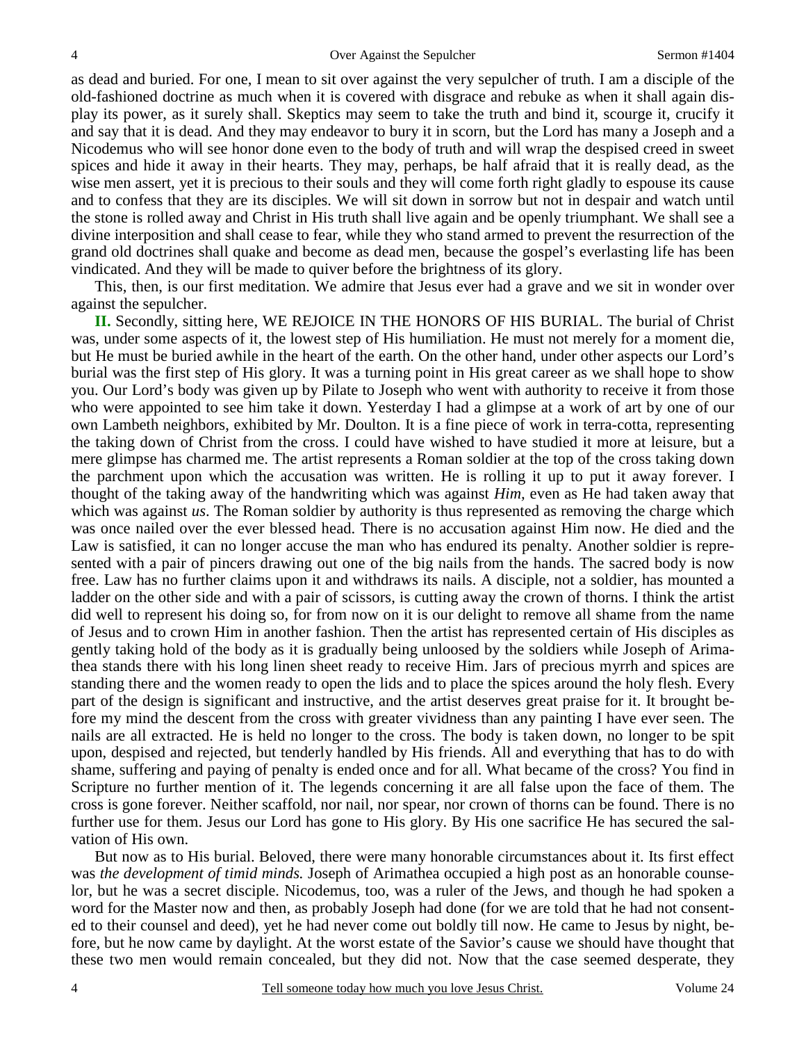as dead and buried. For one, I mean to sit over against the very sepulcher of truth. I am a disciple of the old-fashioned doctrine as much when it is covered with disgrace and rebuke as when it shall again display its power, as it surely shall. Skeptics may seem to take the truth and bind it, scourge it, crucify it and say that it is dead. And they may endeavor to bury it in scorn, but the Lord has many a Joseph and a Nicodemus who will see honor done even to the body of truth and will wrap the despised creed in sweet spices and hide it away in their hearts. They may, perhaps, be half afraid that it is really dead, as the wise men assert, yet it is precious to their souls and they will come forth right gladly to espouse its cause and to confess that they are its disciples. We will sit down in sorrow but not in despair and watch until the stone is rolled away and Christ in His truth shall live again and be openly triumphant. We shall see a divine interposition and shall cease to fear, while they who stand armed to prevent the resurrection of the grand old doctrines shall quake and become as dead men, because the gospel's everlasting life has been vindicated. And they will be made to quiver before the brightness of its glory.

This, then, is our first meditation. We admire that Jesus ever had a grave and we sit in wonder over against the sepulcher.

**II.** Secondly, sitting here, WE REJOICE IN THE HONORS OF HIS BURIAL. The burial of Christ was, under some aspects of it, the lowest step of His humiliation. He must not merely for a moment die, but He must be buried awhile in the heart of the earth. On the other hand, under other aspects our Lord's burial was the first step of His glory. It was a turning point in His great career as we shall hope to show you. Our Lord's body was given up by Pilate to Joseph who went with authority to receive it from those who were appointed to see him take it down. Yesterday I had a glimpse at a work of art by one of our own Lambeth neighbors, exhibited by Mr. Doulton. It is a fine piece of work in terra-cotta, representing the taking down of Christ from the cross. I could have wished to have studied it more at leisure, but a mere glimpse has charmed me. The artist represents a Roman soldier at the top of the cross taking down the parchment upon which the accusation was written. He is rolling it up to put it away forever. I thought of the taking away of the handwriting which was against *Him,* even as He had taken away that which was against *us*. The Roman soldier by authority is thus represented as removing the charge which was once nailed over the ever blessed head. There is no accusation against Him now. He died and the Law is satisfied, it can no longer accuse the man who has endured its penalty. Another soldier is represented with a pair of pincers drawing out one of the big nails from the hands. The sacred body is now free. Law has no further claims upon it and withdraws its nails. A disciple, not a soldier, has mounted a ladder on the other side and with a pair of scissors, is cutting away the crown of thorns. I think the artist did well to represent his doing so, for from now on it is our delight to remove all shame from the name of Jesus and to crown Him in another fashion. Then the artist has represented certain of His disciples as gently taking hold of the body as it is gradually being unloosed by the soldiers while Joseph of Arimathea stands there with his long linen sheet ready to receive Him. Jars of precious myrrh and spices are standing there and the women ready to open the lids and to place the spices around the holy flesh. Every part of the design is significant and instructive, and the artist deserves great praise for it. It brought before my mind the descent from the cross with greater vividness than any painting I have ever seen. The nails are all extracted. He is held no longer to the cross. The body is taken down, no longer to be spit upon, despised and rejected, but tenderly handled by His friends. All and everything that has to do with shame, suffering and paying of penalty is ended once and for all. What became of the cross? You find in Scripture no further mention of it. The legends concerning it are all false upon the face of them. The cross is gone forever. Neither scaffold, nor nail, nor spear, nor crown of thorns can be found. There is no further use for them. Jesus our Lord has gone to His glory. By His one sacrifice He has secured the salvation of His own.

But now as to His burial. Beloved, there were many honorable circumstances about it. Its first effect was *the development of timid minds.* Joseph of Arimathea occupied a high post as an honorable counselor, but he was a secret disciple. Nicodemus, too, was a ruler of the Jews, and though he had spoken a word for the Master now and then, as probably Joseph had done (for we are told that he had not consented to their counsel and deed), yet he had never come out boldly till now. He came to Jesus by night, before, but he now came by daylight. At the worst estate of the Savior's cause we should have thought that these two men would remain concealed, but they did not. Now that the case seemed desperate, they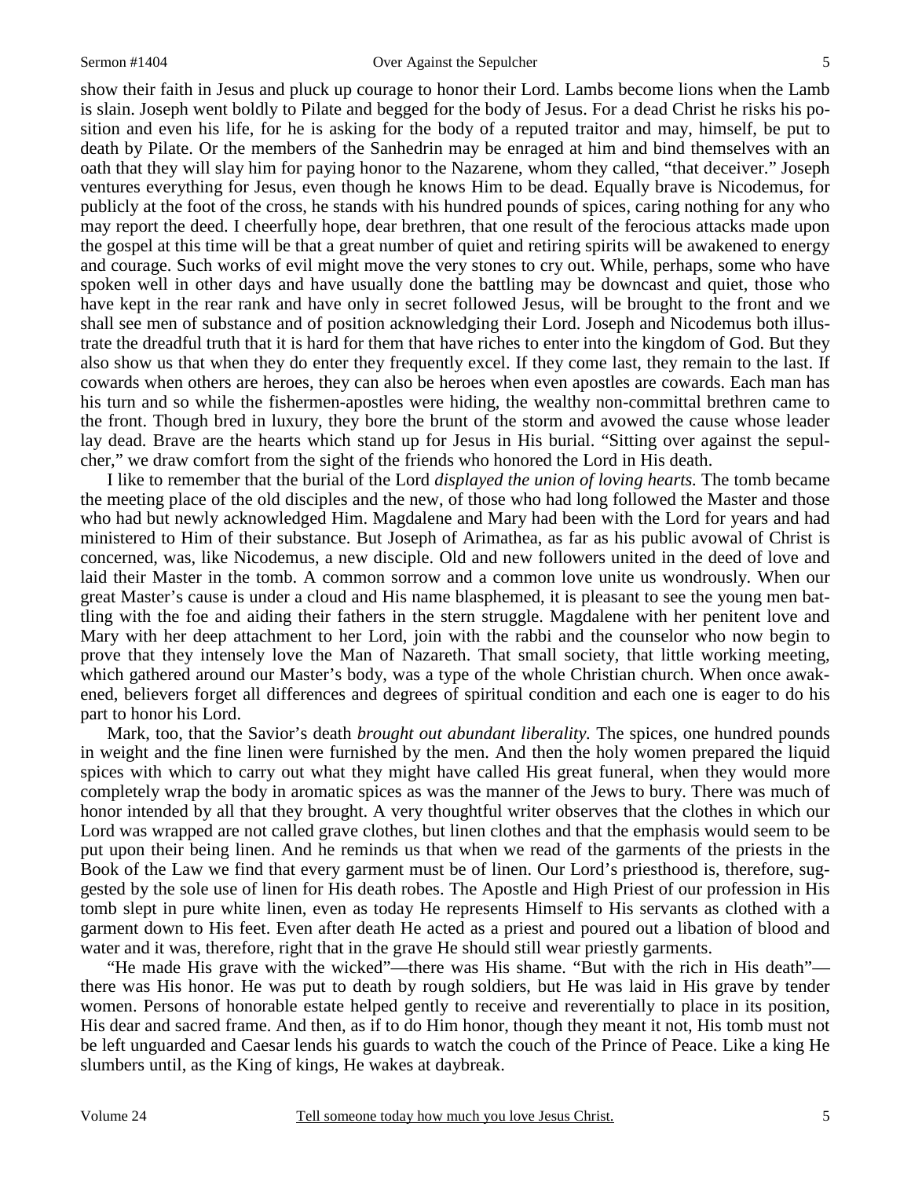show their faith in Jesus and pluck up courage to honor their Lord. Lambs become lions when the Lamb is slain. Joseph went boldly to Pilate and begged for the body of Jesus. For a dead Christ he risks his position and even his life, for he is asking for the body of a reputed traitor and may, himself, be put to death by Pilate. Or the members of the Sanhedrin may be enraged at him and bind themselves with an oath that they will slay him for paying honor to the Nazarene, whom they called, "that deceiver." Joseph ventures everything for Jesus, even though he knows Him to be dead. Equally brave is Nicodemus, for publicly at the foot of the cross, he stands with his hundred pounds of spices, caring nothing for any who may report the deed. I cheerfully hope, dear brethren, that one result of the ferocious attacks made upon the gospel at this time will be that a great number of quiet and retiring spirits will be awakened to energy and courage. Such works of evil might move the very stones to cry out. While, perhaps, some who have spoken well in other days and have usually done the battling may be downcast and quiet, those who have kept in the rear rank and have only in secret followed Jesus, will be brought to the front and we shall see men of substance and of position acknowledging their Lord. Joseph and Nicodemus both illustrate the dreadful truth that it is hard for them that have riches to enter into the kingdom of God. But they also show us that when they do enter they frequently excel. If they come last, they remain to the last. If cowards when others are heroes, they can also be heroes when even apostles are cowards. Each man has his turn and so while the fishermen-apostles were hiding, the wealthy non-committal brethren came to the front. Though bred in luxury, they bore the brunt of the storm and avowed the cause whose leader lay dead. Brave are the hearts which stand up for Jesus in His burial. "Sitting over against the sepulcher," we draw comfort from the sight of the friends who honored the Lord in His death.

I like to remember that the burial of the Lord *displayed the union of loving hearts.* The tomb became the meeting place of the old disciples and the new, of those who had long followed the Master and those who had but newly acknowledged Him. Magdalene and Mary had been with the Lord for years and had ministered to Him of their substance. But Joseph of Arimathea, as far as his public avowal of Christ is concerned, was, like Nicodemus, a new disciple. Old and new followers united in the deed of love and laid their Master in the tomb. A common sorrow and a common love unite us wondrously. When our great Master's cause is under a cloud and His name blasphemed, it is pleasant to see the young men battling with the foe and aiding their fathers in the stern struggle. Magdalene with her penitent love and Mary with her deep attachment to her Lord, join with the rabbi and the counselor who now begin to prove that they intensely love the Man of Nazareth. That small society, that little working meeting, which gathered around our Master's body, was a type of the whole Christian church. When once awakened, believers forget all differences and degrees of spiritual condition and each one is eager to do his part to honor his Lord.

Mark, too, that the Savior's death *brought out abundant liberality.* The spices, one hundred pounds in weight and the fine linen were furnished by the men. And then the holy women prepared the liquid spices with which to carry out what they might have called His great funeral, when they would more completely wrap the body in aromatic spices as was the manner of the Jews to bury. There was much of honor intended by all that they brought. A very thoughtful writer observes that the clothes in which our Lord was wrapped are not called grave clothes, but linen clothes and that the emphasis would seem to be put upon their being linen. And he reminds us that when we read of the garments of the priests in the Book of the Law we find that every garment must be of linen. Our Lord's priesthood is, therefore, suggested by the sole use of linen for His death robes. The Apostle and High Priest of our profession in His tomb slept in pure white linen, even as today He represents Himself to His servants as clothed with a garment down to His feet. Even after death He acted as a priest and poured out a libation of blood and water and it was, therefore, right that in the grave He should still wear priestly garments.

"He made His grave with the wicked"—there was His shame. "But with the rich in His death"—there was His honor. He was put to death by rough soldiers, but He was laid in His grave by tender women. Persons of honorable estate helped gently to receive and reverentially to place in its position, His dear and sacred frame. And then, as if to do Him honor, though they meant it not, His tomb must not be left unguarded and Caesar lends his guards to watch the couch of the Prince of Peace. Like a king He slumbers until, as the King of kings, He wakes at daybreak.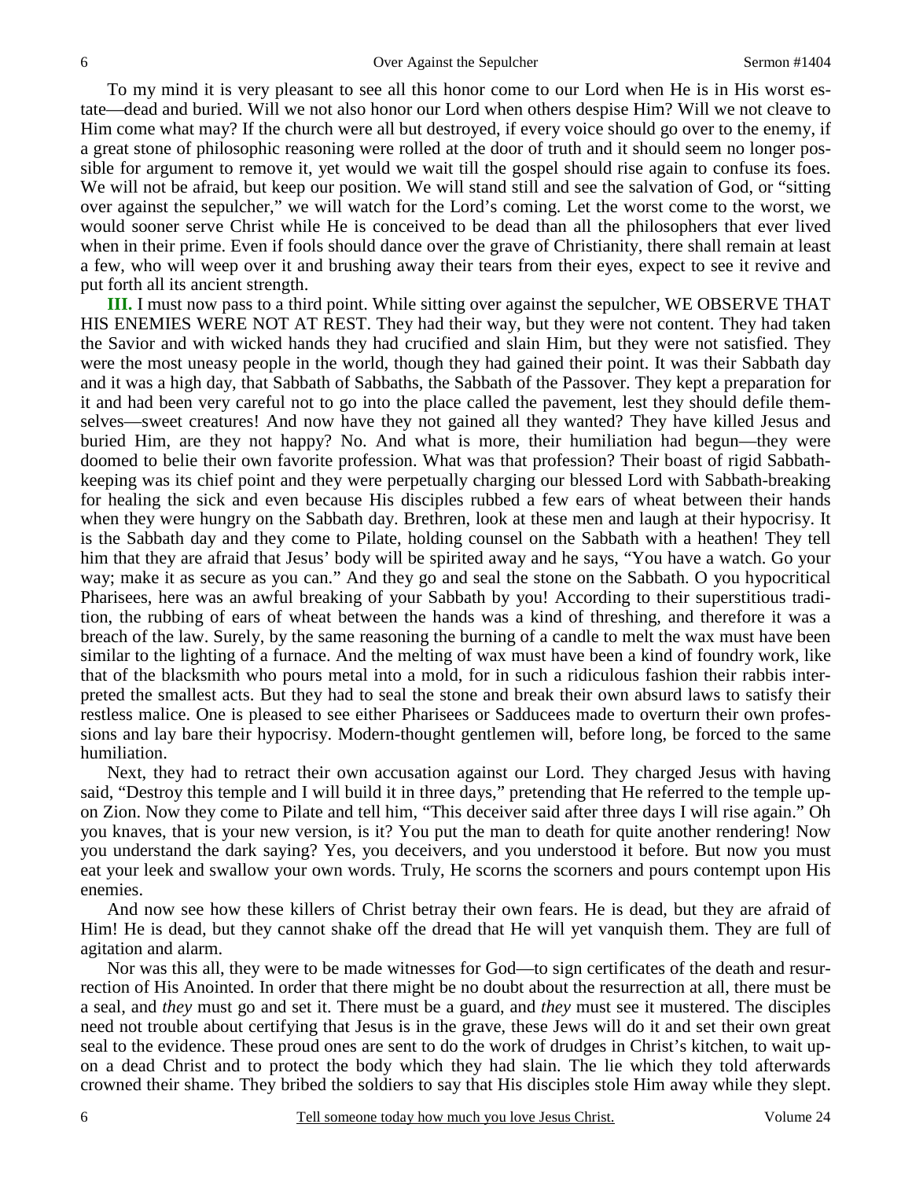To my mind it is very pleasant to see all this honor come to our Lord when He is in His worst estate—dead and buried. Will we not also honor our Lord when others despise Him? Will we not cleave to Him come what may? If the church were all but destroyed, if every voice should go over to the enemy, if a great stone of philosophic reasoning were rolled at the door of truth and it should seem no longer possible for argument to remove it, yet would we wait till the gospel should rise again to confuse its foes. We will not be afraid, but keep our position. We will stand still and see the salvation of God, or "sitting over against the sepulcher," we will watch for the Lord's coming. Let the worst come to the worst, we would sooner serve Christ while He is conceived to be dead than all the philosophers that ever lived when in their prime. Even if fools should dance over the grave of Christianity, there shall remain at least a few, who will weep over it and brushing away their tears from their eyes, expect to see it revive and put forth all its ancient strength.

**III.** I must now pass to a third point. While sitting over against the sepulcher, WE OBSERVE THAT HIS ENEMIES WERE NOT AT REST. They had their way, but they were not content. They had taken the Savior and with wicked hands they had crucified and slain Him, but they were not satisfied. They were the most uneasy people in the world, though they had gained their point. It was their Sabbath day and it was a high day, that Sabbath of Sabbaths, the Sabbath of the Passover. They kept a preparation for it and had been very careful not to go into the place called the pavement, lest they should defile themselves—sweet creatures! And now have they not gained all they wanted? They have killed Jesus and buried Him, are they not happy? No. And what is more, their humiliation had begun—they were doomed to belie their own favorite profession. What was that profession? Their boast of rigid Sabbath-keeping was its chief point and they were perpetually charging our blessed Lord with Sabbath-breaking for healing the sick and even because His disciples rubbed a few ears of wheat between their hands when they were hungry on the Sabbath day. Brethren, look at these men and laugh at their hypocrisy. It is the Sabbath day and they come to Pilate, holding counsel on the Sabbath with a heathen! They tell him that they are afraid that Jesus' body will be spirited away and he says, "You have a watch. Go your way; make it as secure as you can." And they go and seal the stone on the Sabbath. O you hypocritical Pharisees, here was an awful breaking of your Sabbath by you! According to their superstitious tradition, the rubbing of ears of wheat between the hands was a kind of threshing, and therefore it was a breach of the law. Surely, by the same reasoning the burning of a candle to melt the wax must have been similar to the lighting of a furnace. And the melting of wax must have been a kind of foundry work, like that of the blacksmith who pours metal into a mold, for in such a ridiculous fashion their rabbis interpreted the smallest acts. But they had to seal the stone and break their own absurd laws to satisfy their restless malice. One is pleased to see either Pharisees or Sadducees made to overturn their own professions and lay bare their hypocrisy. Modern-thought gentlemen will, before long, be forced to the same humiliation.

Next, they had to retract their own accusation against our Lord. They charged Jesus with having said, "Destroy this temple and I will build it in three days," pretending that He referred to the temple upon Zion. Now they come to Pilate and tell him, "This deceiver said after three days I will rise again." Oh you knaves, that is your new version, is it? You put the man to death for quite another rendering! Now you understand the dark saying? Yes, you deceivers, and you understood it before. But now you must eat your leek and swallow your own words. Truly, He scorns the scorners and pours contempt upon His enemies.

And now see how these killers of Christ betray their own fears. He is dead, but they are afraid of Him! He is dead, but they cannot shake off the dread that He will yet vanquish them. They are full of agitation and alarm.

Nor was this all, they were to be made witnesses for God—to sign certificates of the death and resurrection of His Anointed. In order that there might be no doubt about the resurrection at all, there must be a seal, and *they* must go and set it. There must be a guard, and *they* must see it mustered. The disciples need not trouble about certifying that Jesus is in the grave, these Jews will do it and set their own great seal to the evidence. These proud ones are sent to do the work of drudges in Christ's kitchen, to wait upon a dead Christ and to protect the body which they had slain. The lie which they told afterwards crowned their shame. They bribed the soldiers to say that His disciples stole Him away while they slept.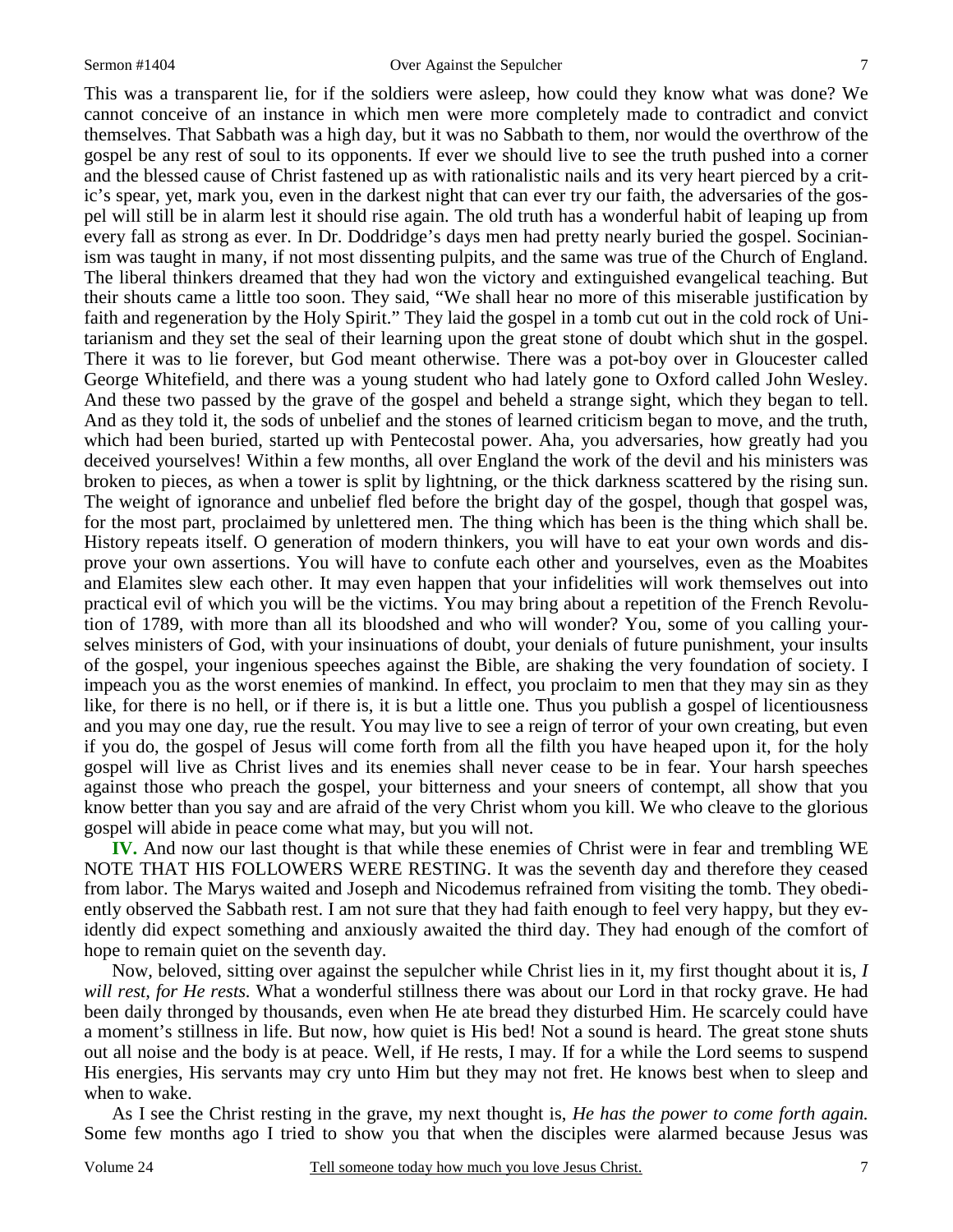This was a transparent lie, for if the soldiers were asleep, how could they know what was done? We cannot conceive of an instance in which men were more completely made to contradict and convict themselves. That Sabbath was a high day, but it was no Sabbath to them, nor would the overthrow of the gospel be any rest of soul to its opponents. If ever we should live to see the truth pushed into a corner and the blessed cause of Christ fastened up as with rationalistic nails and its very heart pierced by a critic's spear, yet, mark you, even in the darkest night that can ever try our faith, the adversaries of the gospel will still be in alarm lest it should rise again. The old truth has a wonderful habit of leaping up from every fall as strong as ever. In Dr. Doddridge's days men had pretty nearly buried the gospel. Socinianism was taught in many, if not most dissenting pulpits, and the same was true of the Church of England. The liberal thinkers dreamed that they had won the victory and extinguished evangelical teaching. But their shouts came a little too soon. They said, "We shall hear no more of this miserable justification by faith and regeneration by the Holy Spirit." They laid the gospel in a tomb cut out in the cold rock of Unitarianism and they set the seal of their learning upon the great stone of doubt which shut in the gospel. There it was to lie forever, but God meant otherwise. There was a pot-boy over in Gloucester called George Whitefield, and there was a young student who had lately gone to Oxford called John Wesley. And these two passed by the grave of the gospel and beheld a strange sight, which they began to tell. And as they told it, the sods of unbelief and the stones of learned criticism began to move, and the truth, which had been buried, started up with Pentecostal power. Aha, you adversaries, how greatly had you deceived yourselves! Within a few months, all over England the work of the devil and his ministers was broken to pieces, as when a tower is split by lightning, or the thick darkness scattered by the rising sun. The weight of ignorance and unbelief fled before the bright day of the gospel, though that gospel was, for the most part, proclaimed by unlettered men. The thing which has been is the thing which shall be. History repeats itself. O generation of modern thinkers, you will have to eat your own words and disprove your own assertions. You will have to confute each other and yourselves, even as the Moabites and Elamites slew each other. It may even happen that your infidelities will work themselves out into practical evil of which you will be the victims. You may bring about a repetition of the French Revolution of 1789, with more than all its bloodshed and who will wonder? You, some of you calling yourselves ministers of God, with your insinuations of doubt, your denials of future punishment, your insults of the gospel, your ingenious speeches against the Bible, are shaking the very foundation of society. I impeach you as the worst enemies of mankind. In effect, you proclaim to men that they may sin as they like, for there is no hell, or if there is, it is but a little one. Thus you publish a gospel of licentiousness and you may one day, rue the result. You may live to see a reign of terror of your own creating, but even if you do, the gospel of Jesus will come forth from all the filth you have heaped upon it, for the holy gospel will live as Christ lives and its enemies shall never cease to be in fear. Your harsh speeches against those who preach the gospel, your bitterness and your sneers of contempt, all show that you know better than you say and are afraid of the very Christ whom you kill. We who cleave to the glorious gospel will abide in peace come what may, but you will not.

**IV.** And now our last thought is that while these enemies of Christ were in fear and trembling WE NOTE THAT HIS FOLLOWERS WERE RESTING. It was the seventh day and therefore they ceased from labor. The Marys waited and Joseph and Nicodemus refrained from visiting the tomb. They obediently observed the Sabbath rest. I am not sure that they had faith enough to feel very happy, but they evidently did expect something and anxiously awaited the third day. They had enough of the comfort of hope to remain quiet on the seventh day.

Now, beloved, sitting over against the sepulcher while Christ lies in it, my first thought about it is, *I will rest, for He rests.* What a wonderful stillness there was about our Lord in that rocky grave. He had been daily thronged by thousands, even when He ate bread they disturbed Him. He scarcely could have a moment's stillness in life. But now, how quiet is His bed! Not a sound is heard. The great stone shuts out all noise and the body is at peace. Well, if He rests, I may. If for a while the Lord seems to suspend His energies, His servants may cry unto Him but they may not fret. He knows best when to sleep and when to wake.

As I see the Christ resting in the grave, my next thought is, *He has the power to come forth again.* Some few months ago I tried to show you that when the disciples were alarmed because Jesus was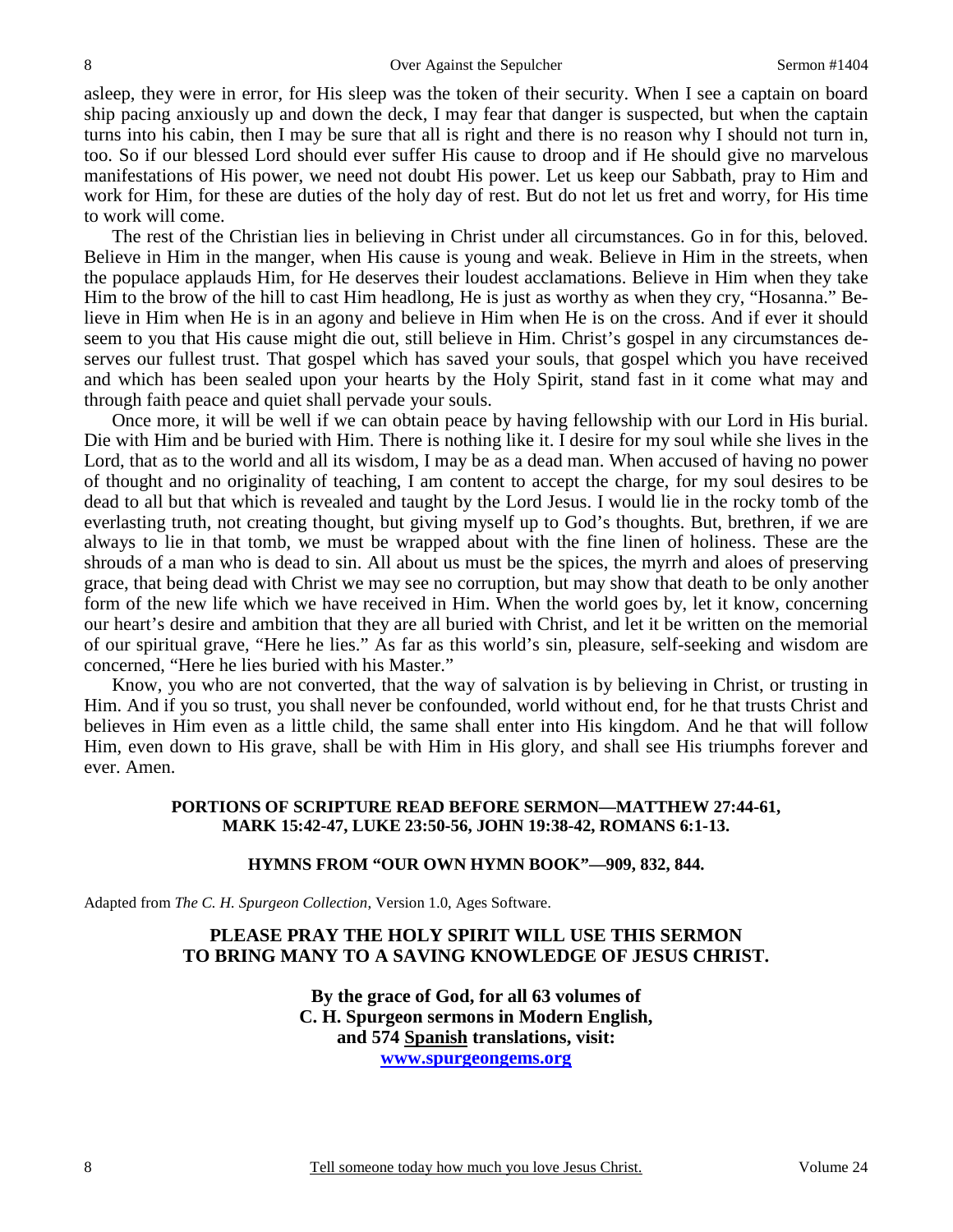asleep, they were in error, for His sleep was the token of their security. When I see a captain on board ship pacing anxiously up and down the deck, I may fear that danger is suspected, but when the captain turns into his cabin, then I may be sure that all is right and there is no reason why I should not turn in, too. So if our blessed Lord should ever suffer His cause to droop and if He should give no marvelous manifestations of His power, we need not doubt His power. Let us keep our Sabbath, pray to Him and work for Him, for these are duties of the holy day of rest. But do not let us fret and worry, for His time to work will come.

The rest of the Christian lies in believing in Christ under all circumstances. Go in for this, beloved. Believe in Him in the manger, when His cause is young and weak. Believe in Him in the streets, when the populace applauds Him, for He deserves their loudest acclamations. Believe in Him when they take Him to the brow of the hill to cast Him headlong, He is just as worthy as when they cry, "Hosanna." Believe in Him when He is in an agony and believe in Him when He is on the cross. And if ever it should seem to you that His cause might die out, still believe in Him. Christ's gospel in any circumstances deserves our fullest trust. That gospel which has saved your souls, that gospel which you have received and which has been sealed upon your hearts by the Holy Spirit, stand fast in it come what may and through faith peace and quiet shall pervade your souls.

Once more, it will be well if we can obtain peace by having fellowship with our Lord in His burial. Die with Him and be buried with Him. There is nothing like it. I desire for my soul while she lives in the Lord, that as to the world and all its wisdom, I may be as a dead man. When accused of having no power of thought and no originality of teaching, I am content to accept the charge, for my soul desires to be dead to all but that which is revealed and taught by the Lord Jesus. I would lie in the rocky tomb of the everlasting truth, not creating thought, but giving myself up to God's thoughts. But, brethren, if we are always to lie in that tomb, we must be wrapped about with the fine linen of holiness. These are the shrouds of a man who is dead to sin. All about us must be the spices, the myrrh and aloes of preserving grace, that being dead with Christ we may see no corruption, but may show that death to be only another form of the new life which we have received in Him. When the world goes by, let it know, concerning our heart's desire and ambition that they are all buried with Christ, and let it be written on the memorial of our spiritual grave, "Here he lies." As far as this world's sin, pleasure, self-seeking and wisdom are concerned, "Here he lies buried with his Master."

Know, you who are not converted, that the way of salvation is by believing in Christ, or trusting in Him. And if you so trust, you shall never be confounded, world without end, for he that trusts Christ and believes in Him even as a little child, the same shall enter into His kingdom. And he that will follow Him, even down to His grave, shall be with Him in His glory, and shall see His triumphs forever and ever. Amen.

**PORTIONS OF SCRIPTURE READ BEFORE SERMON—MATTHEW 27:44-61, MARK 15:42-47, LUKE 23:50-56, JOHN 19:38-42, ROMANS 6:1-13.**

**HYMNS FROM "OUR OWN HYMN BOOK"—909, 832, 844.**

Adapted from *The C. H. Spurgeon Collection*, Version 1.0, Ages Software.

**PLEASE PRAY THE HOLY SPIRIT WILL USE THIS SERMON TO BRING MANY TO A SAVING KNOWLEDGE OF JESUS CHRIST.**

**By the grace of God, for all 63 volumes of C. H. Spurgeon sermons in Modern English, and 574 Spanish translations, visit: www.spurgeongems.org**